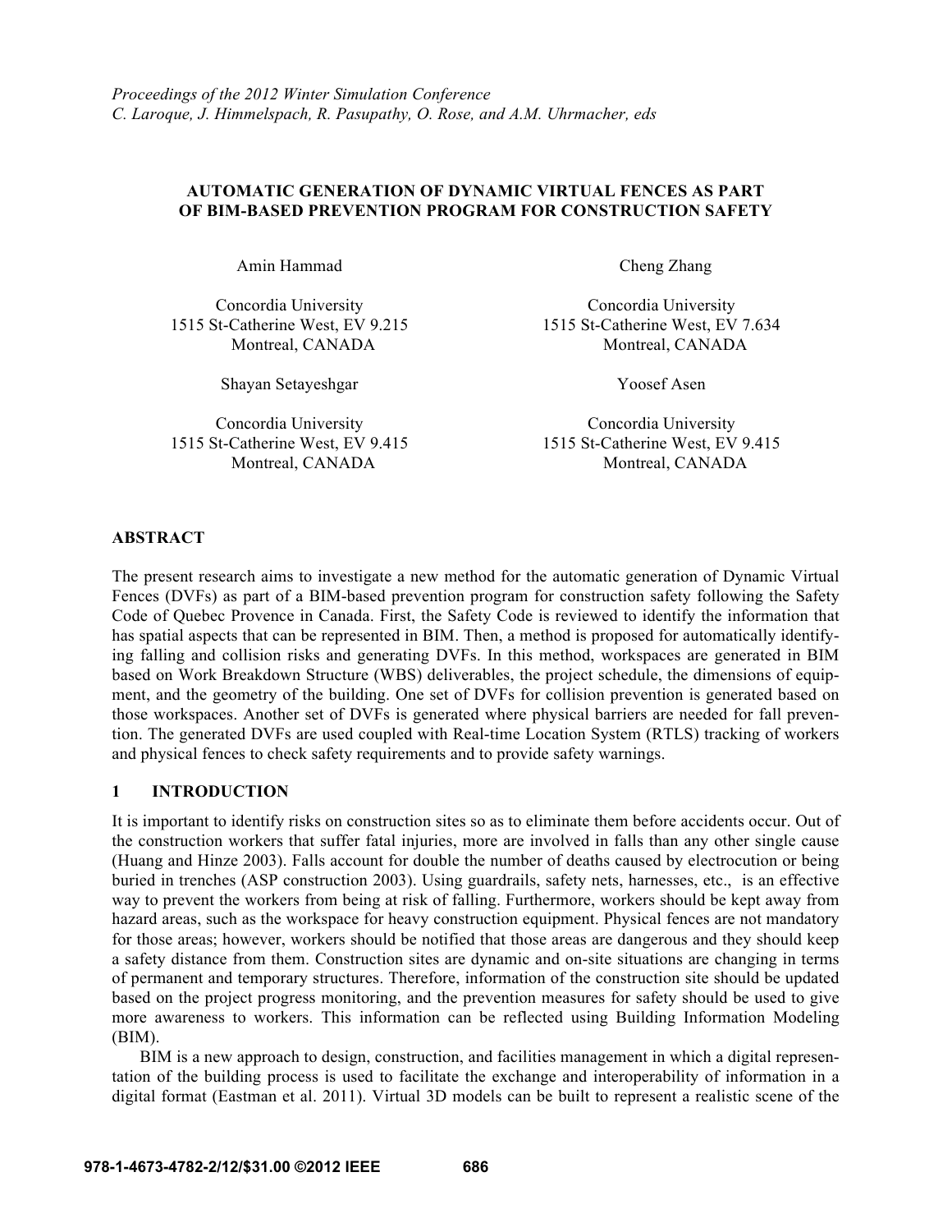*Proceedings of the 2012 Winter Simulation Conference*
*C. Laroque, J. Himmelspach, R. Pasupathy, O. Rose, and A.M. Uhrmacher, eds*

# AUTOMATIC GENERATION OF DYNAMIC VIRTUAL FENCES AS PART OF BIM-BASED PREVENTION PROGRAM FOR CONSTRUCTION SAFETY

Amin Hammad

Concordia University
1515 St-Catherine West, EV 9.215
Montreal, CANADA

Cheng Zhang

Concordia University
1515 St-Catherine West, EV 7.634
Montreal, CANADA

Shayan Setayeshgar

Concordia University
1515 St-Catherine West, EV 9.415
Montreal, CANADA

Yoosef Asen

Concordia University
1515 St-Catherine West, EV 9.415
Montreal, CANADA

## ABSTRACT

The present research aims to investigate a new method for the automatic generation of Dynamic Virtual Fences (DVFs) as part of a BIM-based prevention program for construction safety following the Safety Code of Quebec Provence in Canada. First, the Safety Code is reviewed to identify the information that has spatial aspects that can be represented in BIM. Then, a method is proposed for automatically identifying falling and collision risks and generating DVFs. In this method, workspaces are generated in BIM based on Work Breakdown Structure (WBS) deliverables, the project schedule, the dimensions of equipment, and the geometry of the building. One set of DVFs for collision prevention is generated based on those workspaces. Another set of DVFs is generated where physical barriers are needed for fall prevention. The generated DVFs are used coupled with Real-time Location System (RTLS) tracking of workers and physical fences to check safety requirements and to provide safety warnings.

## 1 INTRODUCTION

It is important to identify risks on construction sites so as to eliminate them before accidents occur. Out of the construction workers that suffer fatal injuries, more are involved in falls than any other single cause (Huang and Hinze 2003). Falls account for double the number of deaths caused by electrocution or being buried in trenches (ASP construction 2003). Using guardrails, safety nets, harnesses, etc., is an effective way to prevent the workers from being at risk of falling. Furthermore, workers should be kept away from hazard areas, such as the workspace for heavy construction equipment. Physical fences are not mandatory for those areas; however, workers should be notified that those areas are dangerous and they should keep a safety distance from them. Construction sites are dynamic and on-site situations are changing in terms of permanent and temporary structures. Therefore, information of the construction site should be updated based on the project progress monitoring, and the prevention measures for safety should be used to give more awareness to workers. This information can be reflected using Building Information Modeling (BIM).

BIM is a new approach to design, construction, and facilities management in which a digital representation of the building process is used to facilitate the exchange and interoperability of information in a digital format (Eastman et al. 2011). Virtual 3D models can be built to represent a realistic scene of the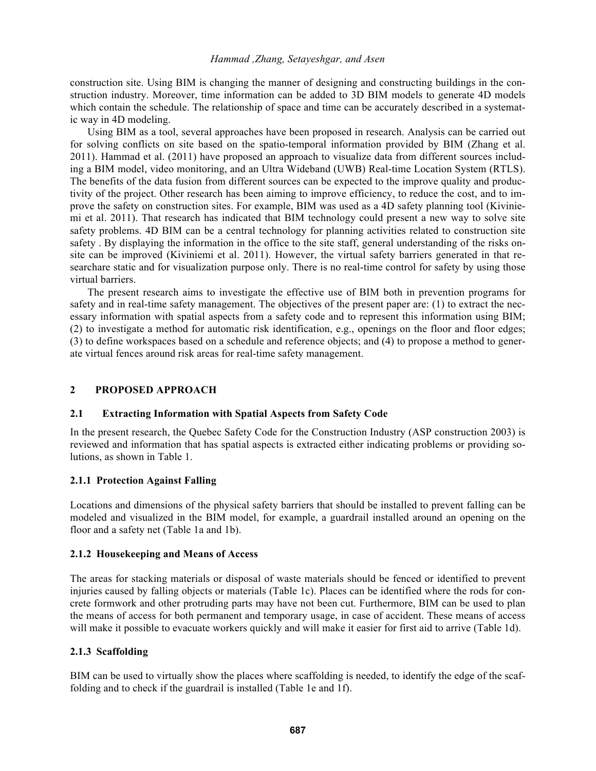construction site. Using BIM is changing the manner of designing and constructing buildings in the construction industry. Moreover, time information can be added to 3D BIM models to generate 4D models which contain the schedule. The relationship of space and time can be accurately described in a systematic way in 4D modeling.

Using BIM as a tool, several approaches have been proposed in research. Analysis can be carried out for solving conflicts on site based on the spatio-temporal information provided by BIM (Zhang et al. 2011). Hammad et al. (2011) have proposed an approach to visualize data from different sources including a BIM model, video monitoring, and an Ultra Wideband (UWB) Real-time Location System (RTLS). The benefits of the data fusion from different sources can be expected to the improve quality and productivity of the project. Other research has been aiming to improve efficiency, to reduce the cost, and to improve the safety on construction sites. For example, BIM was used as a 4D safety planning tool (Kiviniemi et al. 2011). That research has indicated that BIM technology could present a new way to solve site safety problems. 4D BIM can be a central technology for planning activities related to construction site safety . By displaying the information in the office to the site staff, general understanding of the risks onsite can be improved (Kiviniemi et al. 2011). However, the virtual safety barriers generated in that researchare static and for visualization purpose only. There is no real-time control for safety by using those virtual barriers.

The present research aims to investigate the effective use of BIM both in prevention programs for safety and in real-time safety management. The objectives of the present paper are: (1) to extract the necessary information with spatial aspects from a safety code and to represent this information using BIM; (2) to investigate a method for automatic risk identification, e.g., openings on the floor and floor edges; (3) to define workspaces based on a schedule and reference objects; and (4) to propose a method to generate virtual fences around risk areas for real-time safety management.

## 2 PROPOSED APPROACH

### 2.1 Extracting Information with Spatial Aspects from Safety Code

In the present research, the Quebec Safety Code for the Construction Industry (ASP construction 2003) is reviewed and information that has spatial aspects is extracted either indicating problems or providing solutions, as shown in Table 1.

#### 2.1.1 Protection Against Falling

Locations and dimensions of the physical safety barriers that should be installed to prevent falling can be modeled and visualized in the BIM model, for example, a guardrail installed around an opening on the floor and a safety net (Table 1a and 1b).

#### 2.1.2 Housekeeping and Means of Access

The areas for stacking materials or disposal of waste materials should be fenced or identified to prevent injuries caused by falling objects or materials (Table 1c). Places can be identified where the rods for concrete formwork and other protruding parts may have not been cut. Furthermore, BIM can be used to plan the means of access for both permanent and temporary usage, in case of accident. These means of access will make it possible to evacuate workers quickly and will make it easier for first aid to arrive (Table 1d).

#### 2.1.3 Scaffolding

BIM can be used to virtually show the places where scaffolding is needed, to identify the edge of the scaffolding and to check if the guardrail is installed (Table 1e and 1f).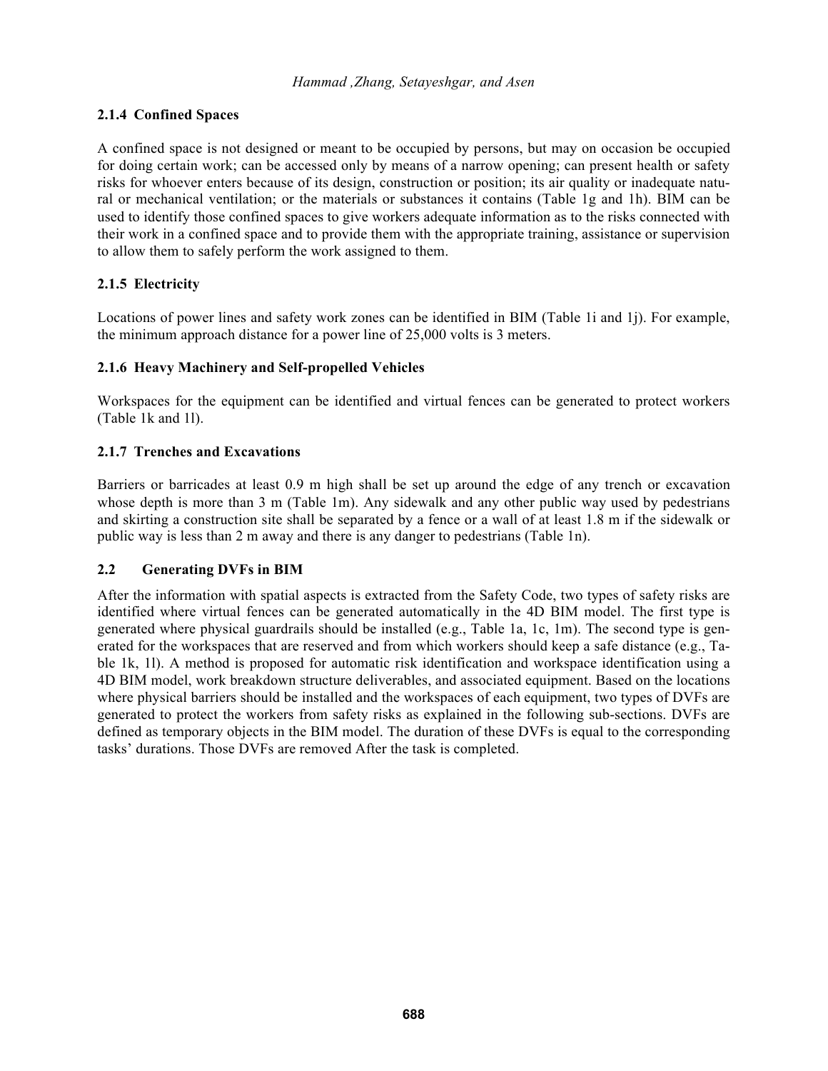### 2.1.4 Confined Spaces

A confined space is not designed or meant to be occupied by persons, but may on occasion be occupied for doing certain work; can be accessed only by means of a narrow opening; can present health or safety risks for whoever enters because of its design, construction or position; its air quality or inadequate natural or mechanical ventilation; or the materials or substances it contains (Table 1g and 1h). BIM can be used to identify those confined spaces to give workers adequate information as to the risks connected with their work in a confined space and to provide them with the appropriate training, assistance or supervision to allow them to safely perform the work assigned to them.

### 2.1.5 Electricity

Locations of power lines and safety work zones can be identified in BIM (Table 1i and 1j). For example, the minimum approach distance for a power line of 25,000 volts is 3 meters.

### 2.1.6 Heavy Machinery and Self-propelled Vehicles

Workspaces for the equipment can be identified and virtual fences can be generated to protect workers (Table 1k and 1l).

### 2.1.7 Trenches and Excavations

Barriers or barricades at least 0.9 m high shall be set up around the edge of any trench or excavation whose depth is more than 3 m (Table 1m). Any sidewalk and any other public way used by pedestrians and skirting a construction site shall be separated by a fence or a wall of at least 1.8 m if the sidewalk or public way is less than 2 m away and there is any danger to pedestrians (Table 1n).

## 2.2 Generating DVFs in BIM

After the information with spatial aspects is extracted from the Safety Code, two types of safety risks are identified where virtual fences can be generated automatically in the 4D BIM model. The first type is generated where physical guardrails should be installed (e.g., Table 1a, 1c, 1m). The second type is generated for the workspaces that are reserved and from which workers should keep a safe distance (e.g., Table 1k, 1l). A method is proposed for automatic risk identification and workspace identification using a 4D BIM model, work breakdown structure deliverables, and associated equipment. Based on the locations where physical barriers should be installed and the workspaces of each equipment, two types of DVFs are generated to protect the workers from safety risks as explained in the following sub-sections. DVFs are defined as temporary objects in the BIM model. The duration of these DVFs is equal to the corresponding tasks' durations. Those DVFs are removed After the task is completed.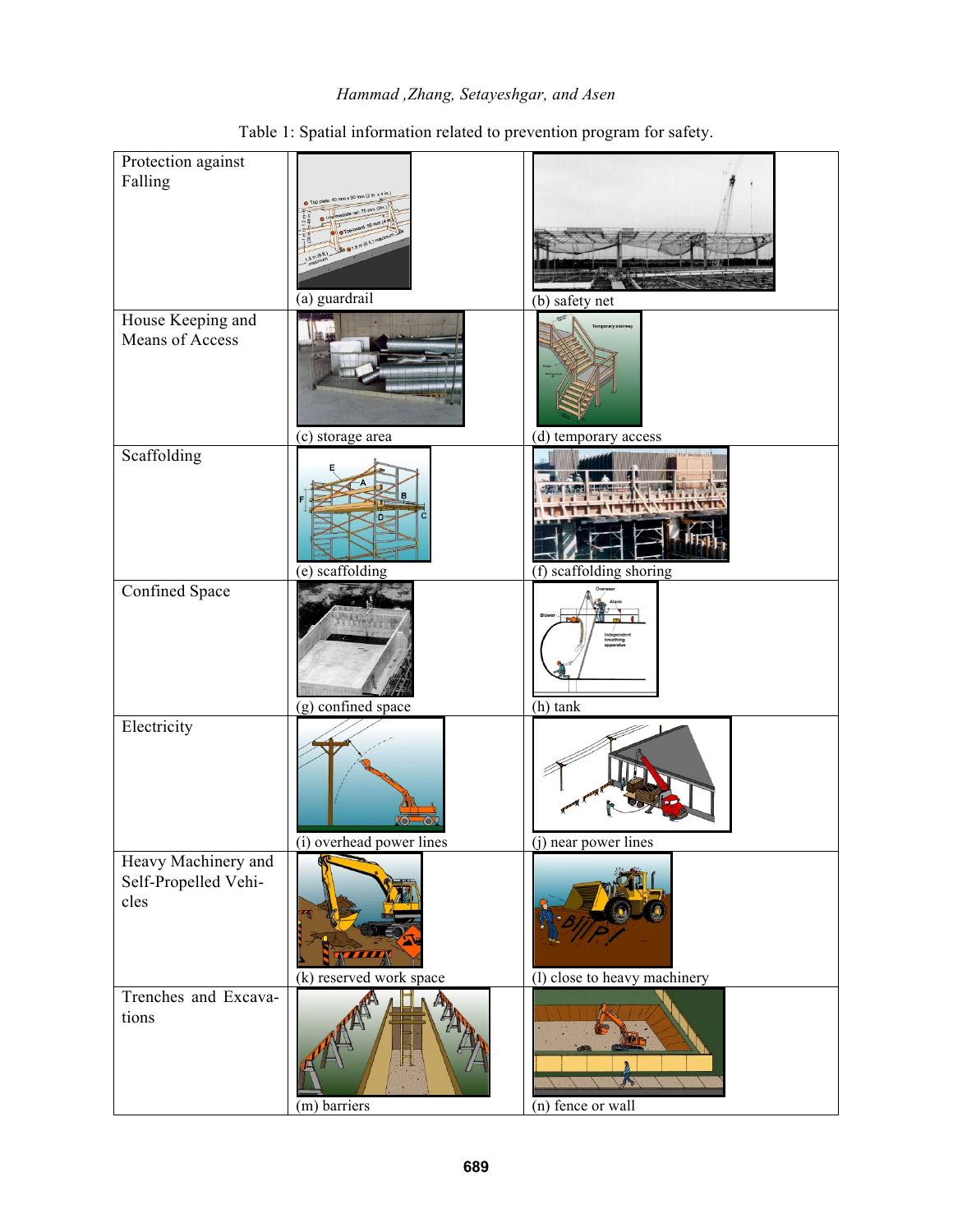Table 1: Spatial information related to prevention program for safety.

| | | |
|---|---|---|
| Protection against Falling | (a) guardrail | (b) safety net |
| House Keeping and Means of Access | (c) storage area | (d) temporary access |
| Scaffolding | (e) scaffolding | (f) scaffolding shoring |
| Confined Space | (g) confined space | (h) tank |
| Electricity | (i) overhead power lines | (j) near power lines |
| Heavy Machinery and Self-Propelled Vehicles | (k) reserved work space | (l) close to heavy machinery |
| Trenches and Excavations | (m) barriers | (n) fence or wall |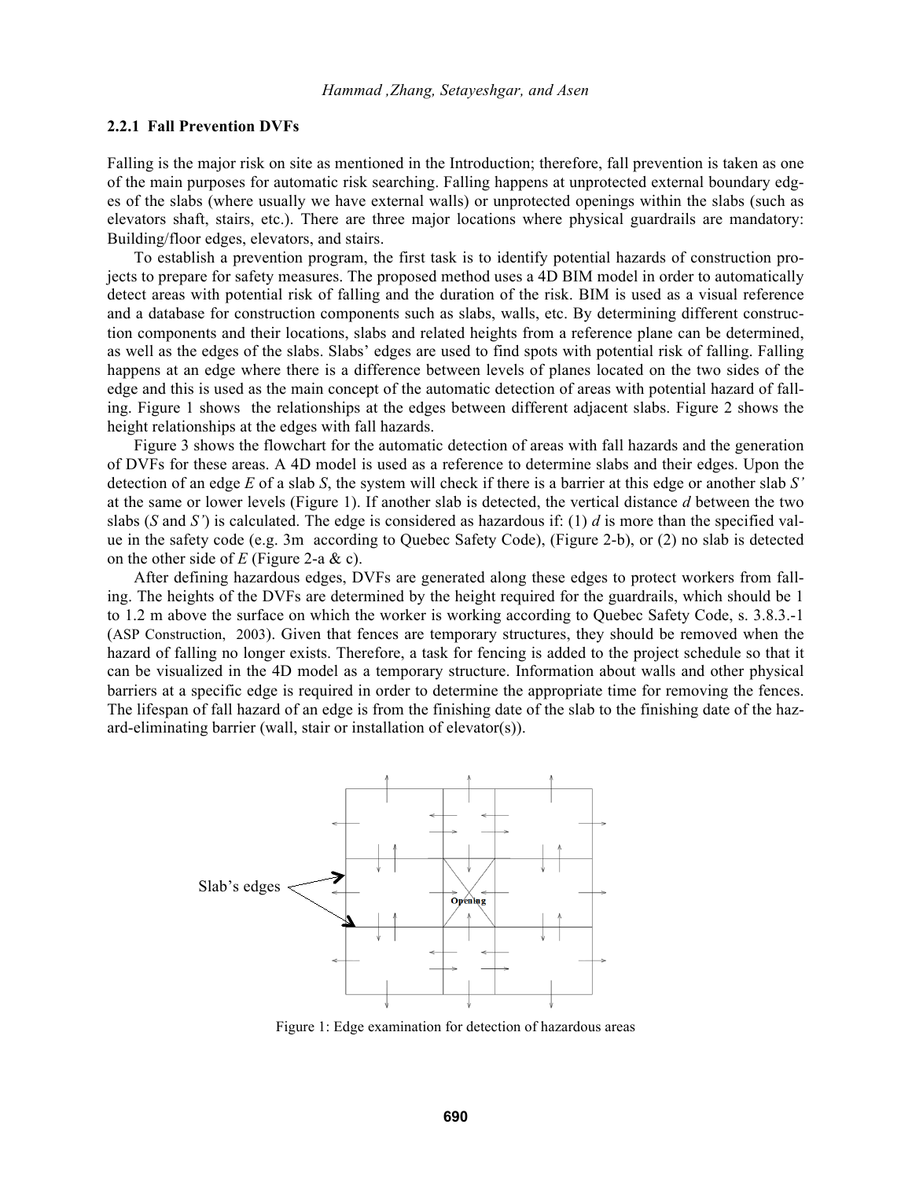### 2.2.1 Fall Prevention DVFs

Falling is the major risk on site as mentioned in the Introduction; therefore, fall prevention is taken as one of the main purposes for automatic risk searching. Falling happens at unprotected external boundary edges of the slabs (where usually we have external walls) or unprotected openings within the slabs (such as elevators shaft, stairs, etc.). There are three major locations where physical guardrails are mandatory: Building/floor edges, elevators, and stairs.

To establish a prevention program, the first task is to identify potential hazards of construction projects to prepare for safety measures. The proposed method uses a 4D BIM model in order to automatically detect areas with potential risk of falling and the duration of the risk. BIM is used as a visual reference and a database for construction components such as slabs, walls, etc. By determining different construction components and their locations, slabs and related heights from a reference plane can be determined, as well as the edges of the slabs. Slabs' edges are used to find spots with potential risk of falling. Falling happens at an edge where there is a difference between levels of planes located on the two sides of the edge and this is used as the main concept of the automatic detection of areas with potential hazard of falling. Figure 1 shows the relationships at the edges between different adjacent slabs. Figure 2 shows the height relationships at the edges with fall hazards.

Figure 3 shows the flowchart for the automatic detection of areas with fall hazards and the generation of DVFs for these areas. A 4D model is used as a reference to determine slabs and their edges. Upon the detection of an edge *E* of a slab *S*, the system will check if there is a barrier at this edge or another slab *S'* at the same or lower levels (Figure 1). If another slab is detected, the vertical distance *d* between the two slabs (*S* and *S'*) is calculated. The edge is considered as hazardous if: (1) *d* is more than the specified value in the safety code (e.g. 3m according to Quebec Safety Code), (Figure 2-b), or (2) no slab is detected on the other side of *E* (Figure 2-a & c).

After defining hazardous edges, DVFs are generated along these edges to protect workers from falling. The heights of the DVFs are determined by the height required for the guardrails, which should be 1 to 1.2 m above the surface on which the worker is working according to Quebec Safety Code, s. 3.8.3.-1 (ASP Construction, 2003). Given that fences are temporary structures, they should be removed when the hazard of falling no longer exists. Therefore, a task for fencing is added to the project schedule so that it can be visualized in the 4D model as a temporary structure. Information about walls and other physical barriers at a specific edge is required in order to determine the appropriate time for removing the fences. The lifespan of fall hazard of an edge is from the finishing date of the slab to the finishing date of the hazard-eliminating barrier (wall, stair or installation of elevator(s)).

Slab's edges

Opening

Figure 1: Edge examination for detection of hazardous areas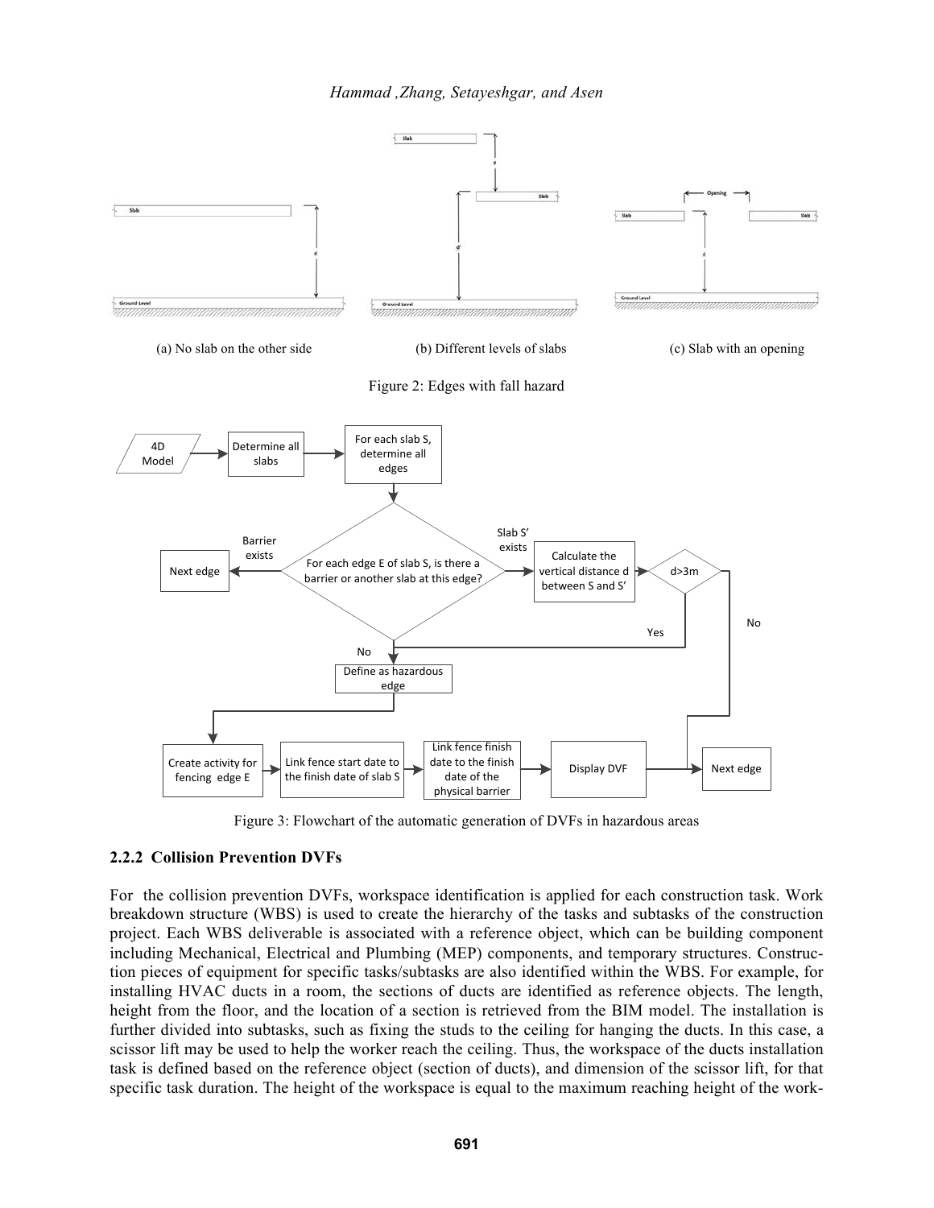(a) No slab on the other side (b) Different levels of slabs (c) Slab with an opening

Figure 2: Edges with fall hazard

Figure 3: Flowchart of the automatic generation of DVFs in hazardous areas

### 2.2.2 Collision Prevention DVFs

For the collision prevention DVFs, workspace identification is applied for each construction task. Work breakdown structure (WBS) is used to create the hierarchy of the tasks and subtasks of the construction project. Each WBS deliverable is associated with a reference object, which can be building component including Mechanical, Electrical and Plumbing (MEP) components, and temporary structures. Construction pieces of equipment for specific tasks/subtasks are also identified within the WBS. For example, for installing HVAC ducts in a room, the sections of ducts are identified as reference objects. The length, height from the floor, and the location of a section is retrieved from the BIM model. The installation is further divided into subtasks, such as fixing the studs to the ceiling for hanging the ducts. In this case, a scissor lift may be used to help the worker reach the ceiling. Thus, the workspace of the ducts installation task is defined based on the reference object (section of ducts), and dimension of the scissor lift, for that specific task duration. The height of the workspace is equal to the maximum reaching height of the work-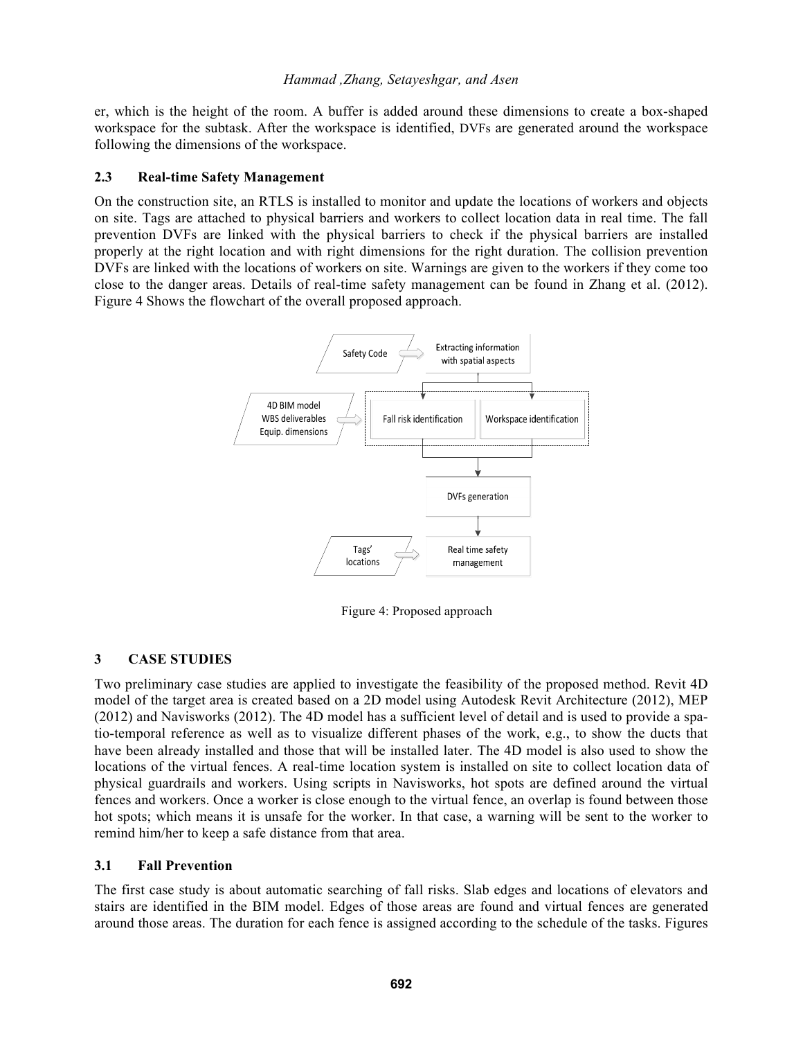er, which is the height of the room. A buffer is added around these dimensions to create a box-shaped workspace for the subtask. After the workspace is identified, DVFs are generated around the workspace following the dimensions of the workspace.

### 2.3 Real-time Safety Management

On the construction site, an RTLS is installed to monitor and update the locations of workers and objects on site. Tags are attached to physical barriers and workers to collect location data in real time. The fall prevention DVFs are linked with the physical barriers to check if the physical barriers are installed properly at the right location and with right dimensions for the right duration. The collision prevention DVFs are linked with the locations of workers on site. Warnings are given to the workers if they come too close to the danger areas. Details of real-time safety management can be found in Zhang et al. (2012). Figure 4 Shows the flowchart of the overall proposed approach.

Figure 4: Proposed approach

## 3 CASE STUDIES

Two preliminary case studies are applied to investigate the feasibility of the proposed method. Revit 4D model of the target area is created based on a 2D model using Autodesk Revit Architecture (2012), MEP (2012) and Navisworks (2012). The 4D model has a sufficient level of detail and is used to provide a spatio-temporal reference as well as to visualize different phases of the work, e.g., to show the ducts that have been already installed and those that will be installed later. The 4D model is also used to show the locations of the virtual fences. A real-time location system is installed on site to collect location data of physical guardrails and workers. Using scripts in Navisworks, hot spots are defined around the virtual fences and workers. Once a worker is close enough to the virtual fence, an overlap is found between those hot spots; which means it is unsafe for the worker. In that case, a warning will be sent to the worker to remind him/her to keep a safe distance from that area.

### 3.1 Fall Prevention

The first case study is about automatic searching of fall risks. Slab edges and locations of elevators and stairs are identified in the BIM model. Edges of those areas are found and virtual fences are generated around those areas. The duration for each fence is assigned according to the schedule of the tasks. Figures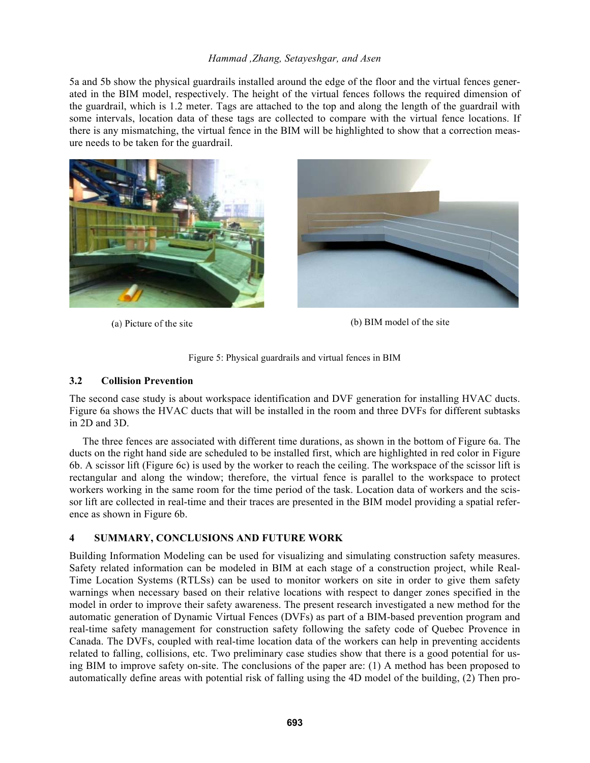5a and 5b show the physical guardrails installed around the edge of the floor and the virtual fences generated in the BIM model, respectively. The height of the virtual fences follows the required dimension of the guardrail, which is 1.2 meter. Tags are attached to the top and along the length of the guardrail with some intervals, location data of these tags are collected to compare with the virtual fence locations. If there is any mismatching, the virtual fence in the BIM will be highlighted to show that a correction measure needs to be taken for the guardrail.

(a) Picture of the site

(b) BIM model of the site

Figure 5: Physical guardrails and virtual fences in BIM

### 3.2 Collision Prevention

The second case study is about workspace identification and DVF generation for installing HVAC ducts. Figure 6a shows the HVAC ducts that will be installed in the room and three DVFs for different subtasks in 2D and 3D.

The three fences are associated with different time durations, as shown in the bottom of Figure 6a. The ducts on the right hand side are scheduled to be installed first, which are highlighted in red color in Figure 6b. A scissor lift (Figure 6c) is used by the worker to reach the ceiling. The workspace of the scissor lift is rectangular and along the window; therefore, the virtual fence is parallel to the workspace to protect workers working in the same room for the time period of the task. Location data of workers and the scissor lift are collected in real-time and their traces are presented in the BIM model providing a spatial reference as shown in Figure 6b.

## 4 SUMMARY, CONCLUSIONS AND FUTURE WORK

Building Information Modeling can be used for visualizing and simulating construction safety measures. Safety related information can be modeled in BIM at each stage of a construction project, while Real-Time Location Systems (RTLSs) can be used to monitor workers on site in order to give them safety warnings when necessary based on their relative locations with respect to danger zones specified in the model in order to improve their safety awareness. The present research investigated a new method for the automatic generation of Dynamic Virtual Fences (DVFs) as part of a BIM-based prevention program and real-time safety management for construction safety following the safety code of Quebec Provence in Canada. The DVFs, coupled with real-time location data of the workers can help in preventing accidents related to falling, collisions, etc. Two preliminary case studies show that there is a good potential for using BIM to improve safety on-site. The conclusions of the paper are: (1) A method has been proposed to automatically define areas with potential risk of falling using the 4D model of the building, (2) Then pro-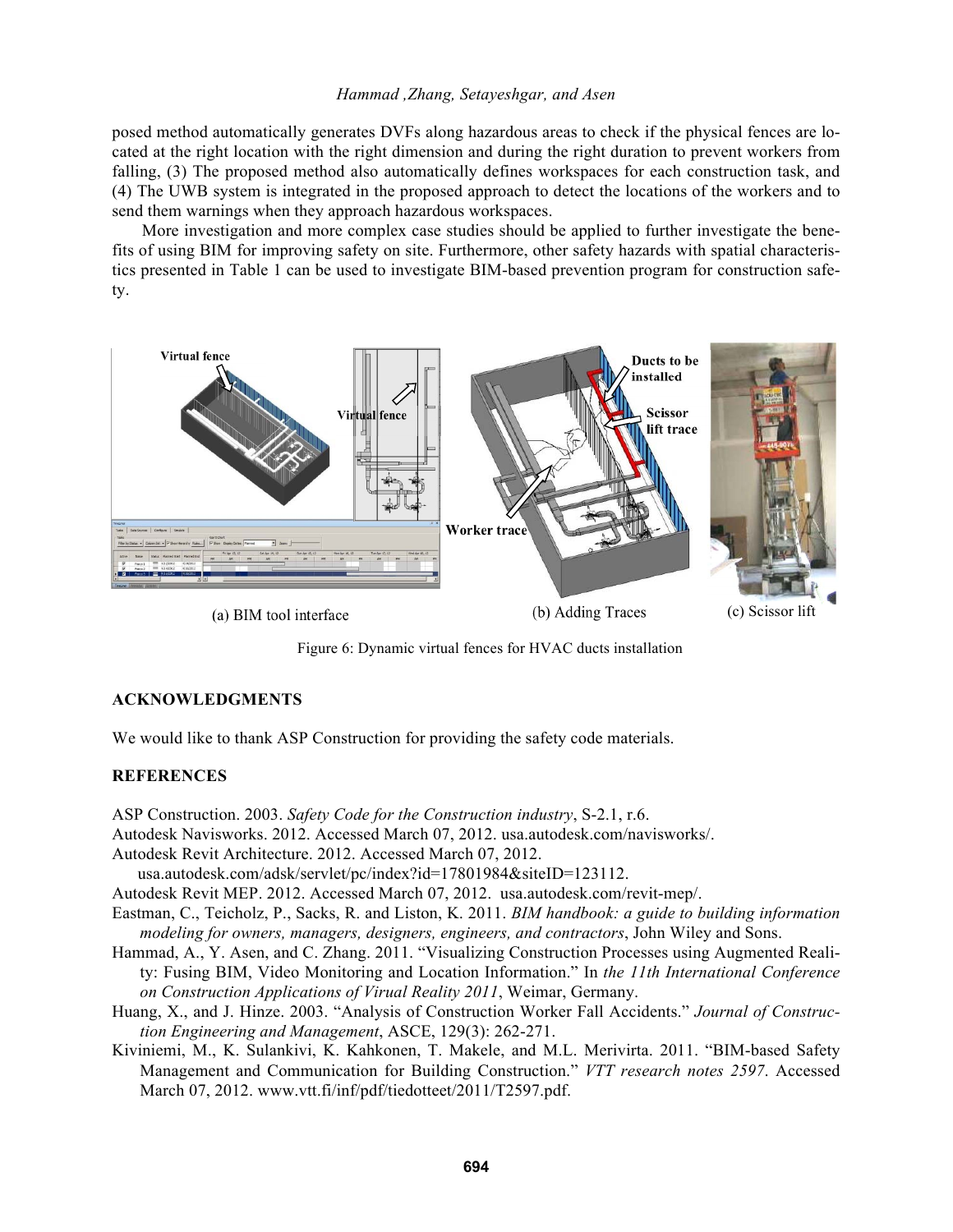posed method automatically generates DVFs along hazardous areas to check if the physical fences are located at the right location with the right dimension and during the right duration to prevent workers from falling, (3) The proposed method also automatically defines workspaces for each construction task, and (4) The UWB system is integrated in the proposed approach to detect the locations of the workers and to send them warnings when they approach hazardous workspaces.

More investigation and more complex case studies should be applied to further investigate the benefits of using BIM for improving safety on site. Furthermore, other safety hazards with spatial characteristics presented in Table 1 can be used to investigate BIM-based prevention program for construction safety.

(a) BIM tool interface (b) Adding Traces (c) Scissor lift

Figure 6: Dynamic virtual fences for HVAC ducts installation

## ACKNOWLEDGMENTS

We would like to thank ASP Construction for providing the safety code materials.

## REFERENCES

ASP Construction. 2003. *Safety Code for the Construction industry*, S-2.1, r.6.

Autodesk Navisworks. 2012. Accessed March 07, 2012. usa.autodesk.com/navisworks/.

Autodesk Revit Architecture. 2012. Accessed March 07, 2012. usa.autodesk.com/adsk/servlet/pc/index?id=17801984&siteID=123112.

Autodesk Revit MEP. 2012. Accessed March 07, 2012. usa.autodesk.com/revit-mep/.

Eastman, C., Teicholz, P., Sacks, R. and Liston, K. 2011. *BIM handbook: a guide to building information modeling for owners, managers, designers, engineers, and contractors*, John Wiley and Sons.

Hammad, A., Y. Asen, and C. Zhang. 2011. "Visualizing Construction Processes using Augmented Reality: Fusing BIM, Video Monitoring and Location Information." In *the 11th International Conference on Construction Applications of Virual Reality 2011*, Weimar, Germany.

Huang, X., and J. Hinze. 2003. "Analysis of Construction Worker Fall Accidents." *Journal of Construction Engineering and Management*, ASCE, 129(3): 262-271.

Kiviniemi, M., K. Sulankivi, K. Kahkonen, T. Makele, and M.L. Merivirta. 2011. "BIM-based Safety Management and Communication for Building Construction." *VTT research notes 2597*. Accessed March 07, 2012. www.vtt.fi/inf/pdf/tiedotteet/2011/T2597.pdf.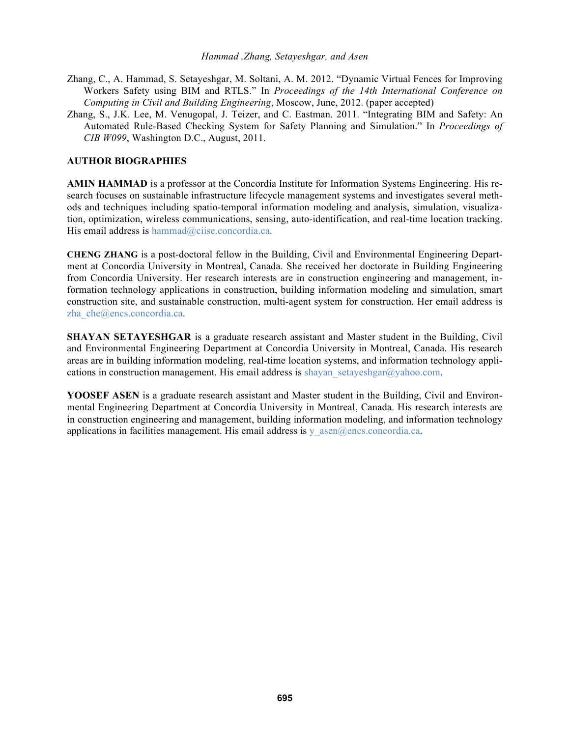Zhang, C., A. Hammad, S. Setayeshgar, M. Soltani, A. M. 2012. "Dynamic Virtual Fences for Improving Workers Safety using BIM and RTLS." In *Proceedings of the 14th International Conference on Computing in Civil and Building Engineering*, Moscow, June, 2012. (paper accepted)

Zhang, S., J.K. Lee, M. Venugopal, J. Teizer, and C. Eastman. 2011. "Integrating BIM and Safety: An Automated Rule-Based Checking System for Safety Planning and Simulation." In *Proceedings of CIB W099*, Washington D.C., August, 2011.

## AUTHOR BIOGRAPHIES

**AMIN HAMMAD** is a professor at the Concordia Institute for Information Systems Engineering. His research focuses on sustainable infrastructure lifecycle management systems and investigates several methods and techniques including spatio-temporal information modeling and analysis, simulation, visualization, optimization, wireless communications, sensing, auto-identification, and real-time location tracking. His email address is hammad@ciise.concordia.ca.

**CHENG ZHANG** is a post-doctoral fellow in the Building, Civil and Environmental Engineering Department at Concordia University in Montreal, Canada. She received her doctorate in Building Engineering from Concordia University. Her research interests are in construction engineering and management, information technology applications in construction, building information modeling and simulation, smart construction site, and sustainable construction, multi-agent system for construction. Her email address is zha_che@encs.concordia.ca.

**SHAYAN SETAYESHGAR** is a graduate research assistant and Master student in the Building, Civil and Environmental Engineering Department at Concordia University in Montreal, Canada. His research areas are in building information modeling, real-time location systems, and information technology applications in construction management. His email address is shayan_setayeshgar@yahoo.com.

**YOOSEF ASEN** is a graduate research assistant and Master student in the Building, Civil and Environmental Engineering Department at Concordia University in Montreal, Canada. His research interests are in construction engineering and management, building information modeling, and information technology applications in facilities management. His email address is y_asen@encs.concordia.ca.